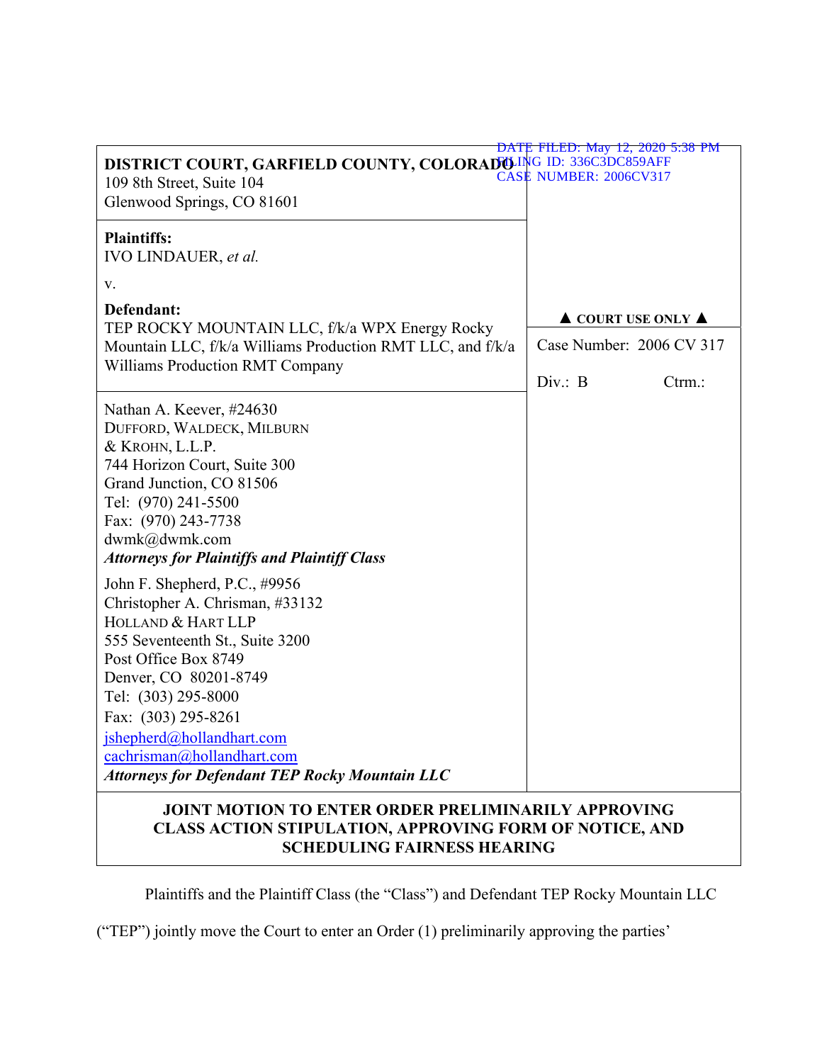DATE FILED: May 12, 2020 5:38 PM
FILING ID: 336C3DC859AFF
CASE NUMBER: 2006CV317

| | |
|---|---|
| **DISTRICT COURT, GARFIELD COUNTY, COLORADO**<br>109 8th Street, Suite 104<br>Glenwood Springs, CO 81601 | |
| **Plaintiffs:**<br>IVO LINDAUER, *et al.*<br><br>v.<br><br>**Defendant:**<br>TEP ROCKY MOUNTAIN LLC, f/k/a WPX Energy Rocky Mountain LLC, f/k/a Williams Production RMT LLC, and f/k/a Williams Production RMT Company | ▲ **COURT USE ONLY** ▲<br><br>Case Number: 2006 CV 317<br><br>Div.: B Ctrm.: |
| Nathan A. Keever, #24630<br>DUFFORD, WALDECK, MILBURN & KROHN, L.L.P.<br>744 Horizon Court, Suite 300<br>Grand Junction, CO 81506<br>Tel: (970) 241-5500<br>Fax: (970) 243-7738<br>dwmk@dwmk.com<br>***Attorneys for Plaintiffs and Plaintiff Class***<br><br>John F. Shepherd, P.C., #9956<br>Christopher A. Chrisman, #33132<br>HOLLAND & HART LLP<br>555 Seventeenth St., Suite 3200<br>Post Office Box 8749<br>Denver, CO 80201-8749<br>Tel: (303) 295-8000<br>Fax: (303) 295-8261<br>jshepherd@hollandhart.com<br>cachrisman@hollandhart.com<br>***Attorneys for Defendant TEP Rocky Mountain LLC*** | |

**JOINT MOTION TO ENTER ORDER PRELIMINARILY APPROVING CLASS ACTION STIPULATION, APPROVING FORM OF NOTICE, AND SCHEDULING FAIRNESS HEARING**

Plaintiffs and the Plaintiff Class (the "Class") and Defendant TEP Rocky Mountain LLC ("TEP") jointly move the Court to enter an Order (1) preliminarily approving the parties'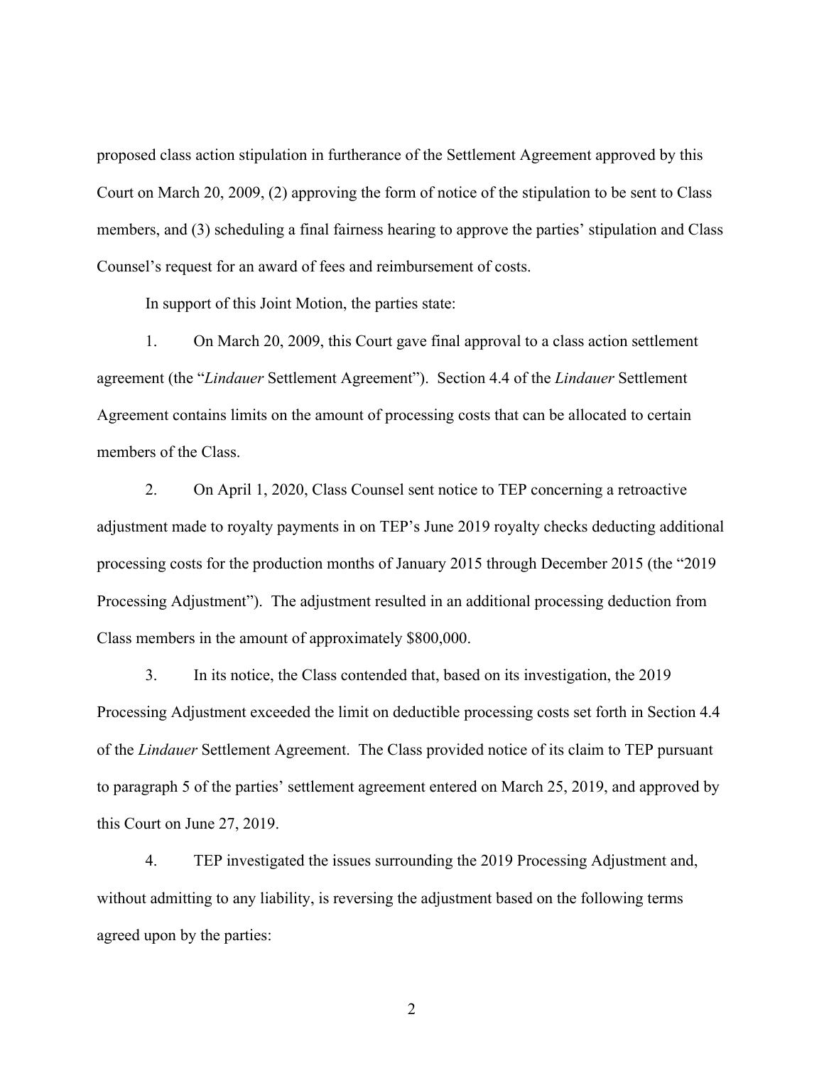proposed class action stipulation in furtherance of the Settlement Agreement approved by this Court on March 20, 2009, (2) approving the form of notice of the stipulation to be sent to Class members, and (3) scheduling a final fairness hearing to approve the parties' stipulation and Class Counsel's request for an award of fees and reimbursement of costs.

In support of this Joint Motion, the parties state:

1. On March 20, 2009, this Court gave final approval to a class action settlement agreement (the "*Lindauer* Settlement Agreement"). Section 4.4 of the *Lindauer* Settlement Agreement contains limits on the amount of processing costs that can be allocated to certain members of the Class.

2. On April 1, 2020, Class Counsel sent notice to TEP concerning a retroactive adjustment made to royalty payments in on TEP's June 2019 royalty checks deducting additional processing costs for the production months of January 2015 through December 2015 (the "2019 Processing Adjustment"). The adjustment resulted in an additional processing deduction from Class members in the amount of approximately $800,000.

3. In its notice, the Class contended that, based on its investigation, the 2019 Processing Adjustment exceeded the limit on deductible processing costs set forth in Section 4.4 of the *Lindauer* Settlement Agreement. The Class provided notice of its claim to TEP pursuant to paragraph 5 of the parties' settlement agreement entered on March 25, 2019, and approved by this Court on June 27, 2019.

4. TEP investigated the issues surrounding the 2019 Processing Adjustment and, without admitting to any liability, is reversing the adjustment based on the following terms agreed upon by the parties: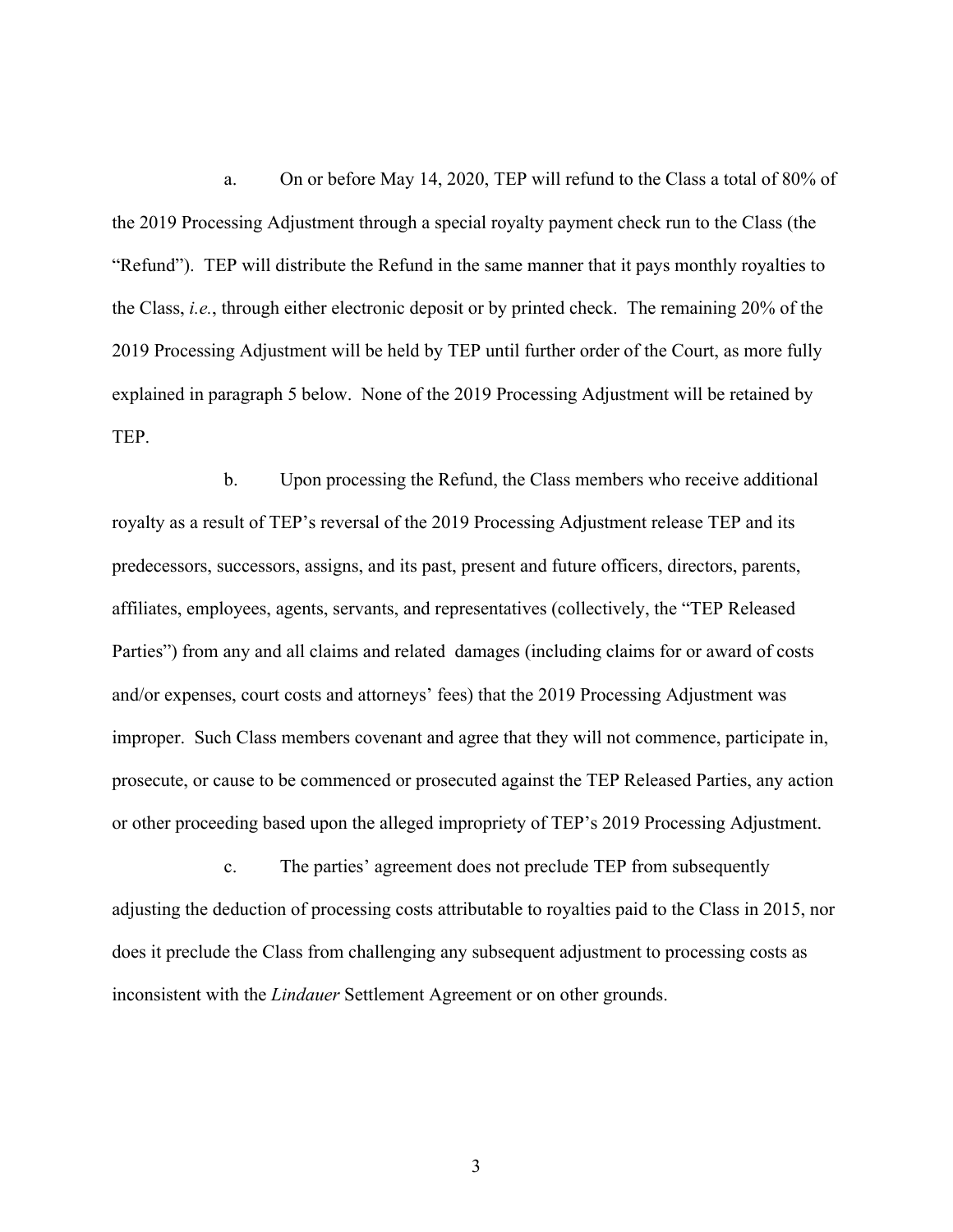a. On or before May 14, 2020, TEP will refund to the Class a total of 80% of the 2019 Processing Adjustment through a special royalty payment check run to the Class (the "Refund"). TEP will distribute the Refund in the same manner that it pays monthly royalties to the Class, *i.e.*, through either electronic deposit or by printed check. The remaining 20% of the 2019 Processing Adjustment will be held by TEP until further order of the Court, as more fully explained in paragraph 5 below. None of the 2019 Processing Adjustment will be retained by TEP.

b. Upon processing the Refund, the Class members who receive additional royalty as a result of TEP's reversal of the 2019 Processing Adjustment release TEP and its predecessors, successors, assigns, and its past, present and future officers, directors, parents, affiliates, employees, agents, servants, and representatives (collectively, the "TEP Released Parties") from any and all claims and related damages (including claims for or award of costs and/or expenses, court costs and attorneys' fees) that the 2019 Processing Adjustment was improper. Such Class members covenant and agree that they will not commence, participate in, prosecute, or cause to be commenced or prosecuted against the TEP Released Parties, any action or other proceeding based upon the alleged impropriety of TEP's 2019 Processing Adjustment.

c. The parties' agreement does not preclude TEP from subsequently adjusting the deduction of processing costs attributable to royalties paid to the Class in 2015, nor does it preclude the Class from challenging any subsequent adjustment to processing costs as inconsistent with the *Lindauer* Settlement Agreement or on other grounds.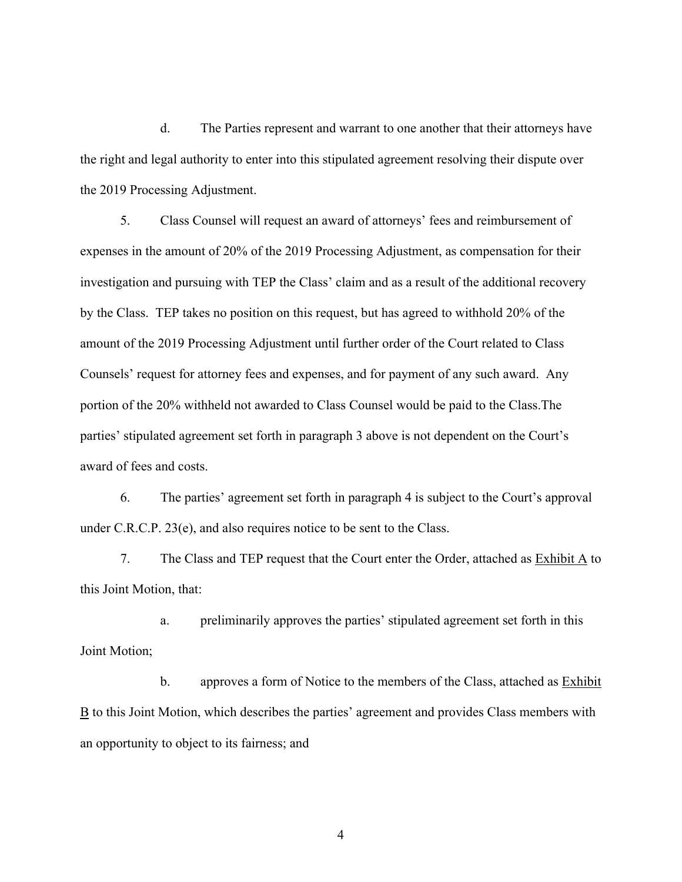d. The Parties represent and warrant to one another that their attorneys have the right and legal authority to enter into this stipulated agreement resolving their dispute over the 2019 Processing Adjustment.

5. Class Counsel will request an award of attorneys' fees and reimbursement of expenses in the amount of 20% of the 2019 Processing Adjustment, as compensation for their investigation and pursuing with TEP the Class' claim and as a result of the additional recovery by the Class. TEP takes no position on this request, but has agreed to withhold 20% of the amount of the 2019 Processing Adjustment until further order of the Court related to Class Counsels' request for attorney fees and expenses, and for payment of any such award. Any portion of the 20% withheld not awarded to Class Counsel would be paid to the Class.The parties' stipulated agreement set forth in paragraph 3 above is not dependent on the Court's award of fees and costs.

6. The parties' agreement set forth in paragraph 4 is subject to the Court's approval under C.R.C.P. 23(e), and also requires notice to be sent to the Class.

7. The Class and TEP request that the Court enter the Order, attached as Exhibit A to this Joint Motion, that:

a. preliminarily approves the parties' stipulated agreement set forth in this Joint Motion;

b. approves a form of Notice to the members of the Class, attached as Exhibit B to this Joint Motion, which describes the parties' agreement and provides Class members with an opportunity to object to its fairness; and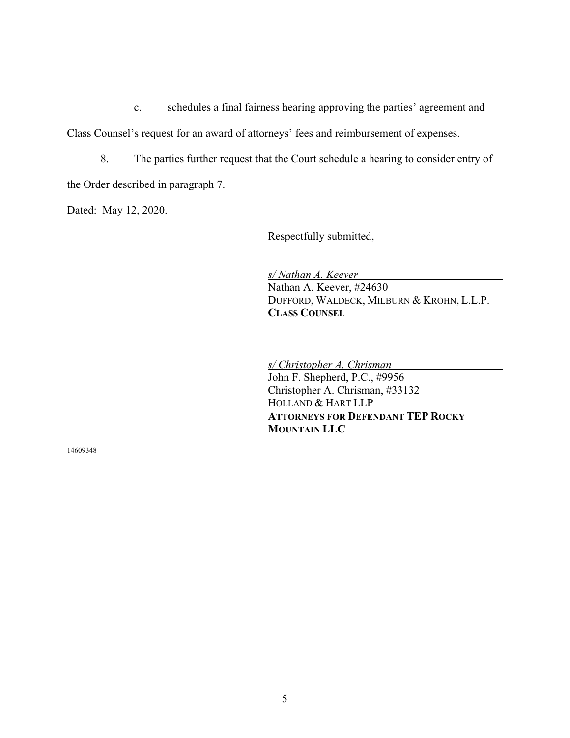c. schedules a final fairness hearing approving the parties' agreement and Class Counsel's request for an award of attorneys' fees and reimbursement of expenses.

8. The parties further request that the Court schedule a hearing to consider entry of the Order described in paragraph 7.

Dated: May 12, 2020.

Respectfully submitted,

*s/ Nathan A. Keever*
Nathan A. Keever, #24630
DUFFORD, WALDECK, MILBURN & KROHN, L.L.P.
**CLASS COUNSEL**

*s/ Christopher A. Chrisman*
John F. Shepherd, P.C., #9956
Christopher A. Chrisman, #33132
HOLLAND & HART LLP
**ATTORNEYS FOR DEFENDANT TEP ROCKY MOUNTAIN LLC**

14609348